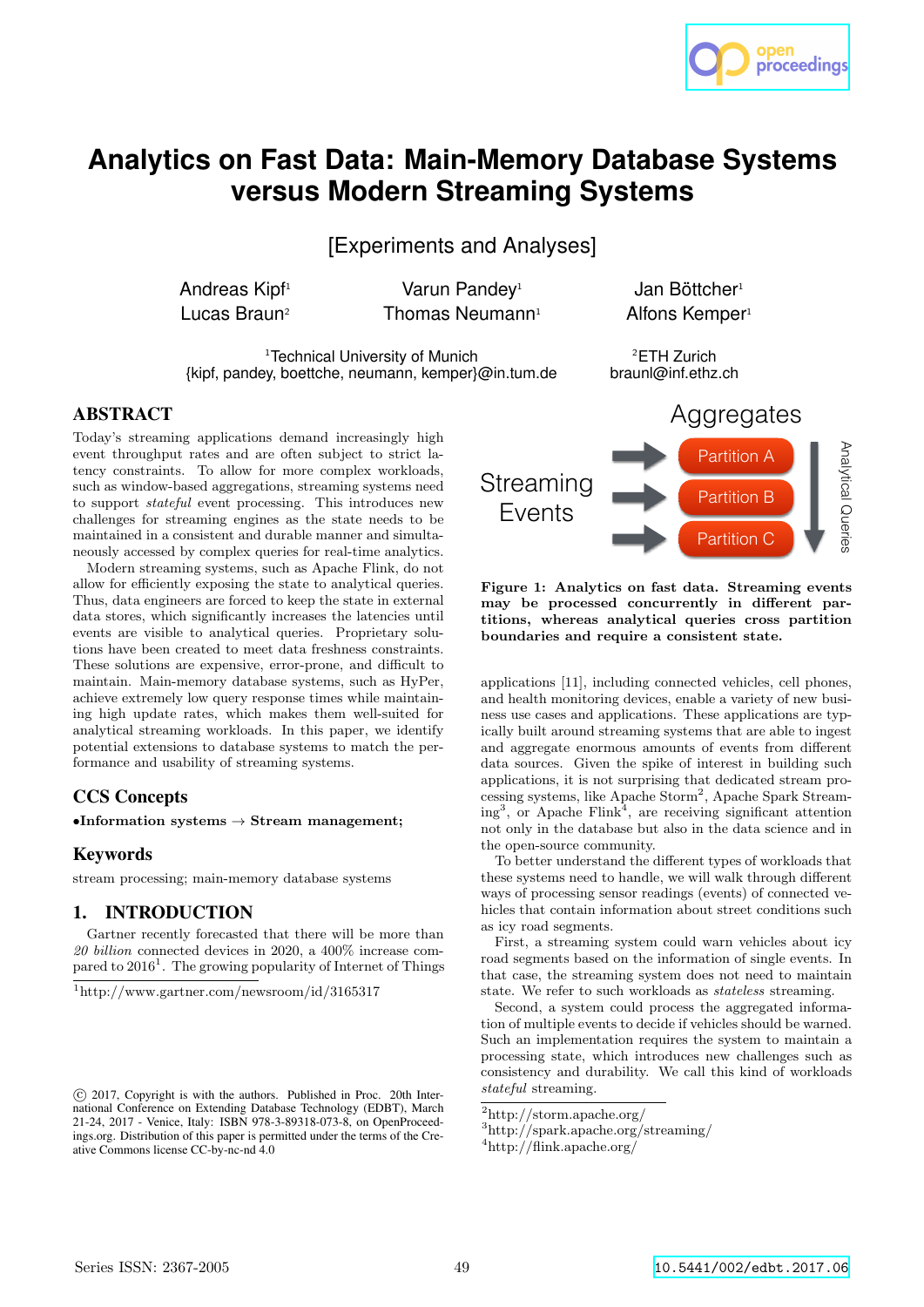# Analytics on Fast Data: Main-Memory Database Systems versus Modern Streaming Systems

[Experiments and Analyses]

Andreas Kipf[1], Varun Pandey[1], Jan Böttcher[1], Lucas Braun[2], Thomas Neumann[1], Alfons Kemper[1]

[1]Technical University of Munich
{kipf, pandey, boettche, neumann, kemper}@in.tum.de

[2]ETH Zurich
braunl@inf.ethz.ch

## ABSTRACT

Today's streaming applications demand increasingly high event throughput rates and are often subject to strict latency constraints. To allow for more complex workloads, such as window-based aggregations, streaming systems need to support *stateful* event processing. This introduces new challenges for streaming engines as the state needs to be maintained in a consistent and durable manner and simultaneously accessed by complex queries for real-time analytics.

Modern streaming systems, such as Apache Flink, do not allow for efficiently exposing the state to analytical queries. Thus, data engineers are forced to keep the state in external data stores, which significantly increases the latencies until events are visible to analytical queries. Proprietary solutions have been created to meet data freshness constraints. These solutions are expensive, error-prone, and difficult to maintain. Main-memory database systems, such as HyPer, achieve extremely low query response times while maintaining high update rates, which makes them well-suited for analytical streaming workloads. In this paper, we identify potential extensions to database systems to match the performance and usability of streaming systems.

## CCS Concepts

•**Information systems → Stream management;**

## Keywords

stream processing; main-memory database systems

## 1. INTRODUCTION

Gartner recently forecasted that there will be more than *20 billion* connected devices in 2020, a 400% increase compared to 2016[1]. The growing popularity of Internet of Things applications [11], including connected vehicles, cell phones, and health monitoring devices, enable a variety of new business use cases and applications. These applications are typically built around streaming systems that are able to ingest and aggregate enormous amounts of events from different data sources. Given the spike of interest in building such applications, it is not surprising that dedicated stream processing systems, like Apache Storm[2], Apache Spark Streaming[3], or Apache Flink[4], are receiving significant attention not only in the database but also in the data science and in the open-source community.

To better understand the different types of workloads that these systems need to handle, we will walk through different ways of processing sensor readings (events) of connected vehicles that contain information about street conditions such as icy road segments.

First, a streaming system could warn vehicles about icy road segments based on the information of single events. In that case, the streaming system does not need to maintain state. We refer to such workloads as *stateless* streaming.

Second, a system could process the aggregated information of multiple events to decide if vehicles should be warned. Such an implementation requires the system to maintain a processing state, which introduces new challenges such as consistency and durability. We call this kind of workloads *stateful* streaming.

**Figure 1: Analytics on fast data. Streaming events may be processed concurrently in different partitions, whereas analytical queries cross partition boundaries and require a consistent state.**

[1]http://www.gartner.com/newsroom/id/3165317

[2]http://storm.apache.org/

[3]http://spark.apache.org/streaming/

[4]http://flink.apache.org/

© 2017, Copyright is with the authors. Published in Proc. 20th International Conference on Extending Database Technology (EDBT), March 21-24, 2017 - Venice, Italy: ISBN 978-3-89318-073-8, on OpenProceedings.org. Distribution of this paper is permitted under the terms of the Creative Commons license CC-by-nc-nd 4.0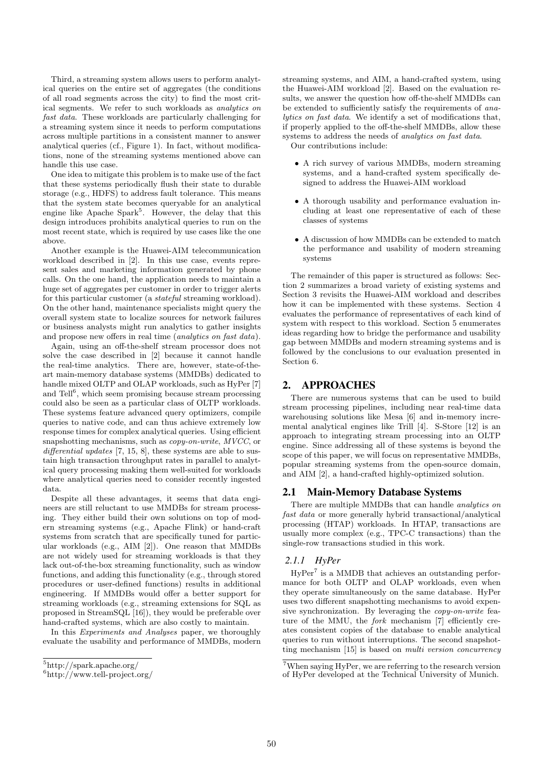Third, a streaming system allows users to perform analytical queries on the entire set of aggregates (the conditions of all road segments across the city) to find the most critical segments. We refer to such workloads as *analytics on fast data*. These workloads are particularly challenging for a streaming system since it needs to perform computations across multiple partitions in a consistent manner to answer analytical queries (cf., Figure 1). In fact, without modifications, none of the streaming systems mentioned above can handle this use case.

One idea to mitigate this problem is to make use of the fact that these systems periodically flush their state to durable storage (e.g., HDFS) to address fault tolerance. This means that the system state becomes queryable for an analytical engine like Apache Spark[5]. However, the delay that this design introduces prohibits analytical queries to run on the most recent state, which is required by use cases like the one above.

Another example is the Huawei-AIM telecommunication workload described in [2]. In this use case, events represent sales and marketing information generated by phone calls. On the one hand, the application needs to maintain a huge set of aggregates per customer in order to trigger alerts for this particular customer (a *stateful* streaming workload). On the other hand, maintenance specialists might query the overall system state to localize sources for network failures or business analysts might run analytics to gather insights and propose new offers in real time (*analytics on fast data*).

Again, using an off-the-shelf stream processor does not solve the case described in [2] because it cannot handle the real-time analytics. There are, however, state-of-the-art main-memory database systems (MMDBs) dedicated to handle mixed OLTP and OLAP workloads, such as HyPer [7] and Tell[6], which seem promising because stream processing could also be seen as a particular class of OLTP workloads. These systems feature advanced query optimizers, compile queries to native code, and can thus achieve extremely low response times for complex analytical queries. Using efficient snapshotting mechanisms, such as *copy-on-write*, *MVCC*, or *differential updates* [7, 15, 8], these systems are able to sustain high transaction throughput rates in parallel to analytical query processing making them well-suited for workloads where analytical queries need to consider recently ingested data.

Despite all these advantages, it seems that data engineers are still reluctant to use MMDBs for stream processing. They either build their own solutions on top of modern streaming systems (e.g., Apache Flink) or hand-craft systems from scratch that are specifically tuned for particular workloads (e.g., AIM [2]). One reason that MMDBs are not widely used for streaming workloads is that they lack out-of-the-box streaming functionality, such as window functions, and adding this functionality (e.g., through stored procedures or user-defined functions) results in additional engineering. If MMDBs would offer a better support for streaming workloads (e.g., streaming extensions for SQL as proposed in StreamSQL [16]), they would be preferable over hand-crafted systems, which are also costly to maintain.

In this *Experiments and Analyses* paper, we thoroughly evaluate the usability and performance of MMDBs, modern streaming systems, and AIM, a hand-crafted system, using the Huawei-AIM workload [2]. Based on the evaluation results, we answer the question how off-the-shelf MMDBs can be extended to sufficiently satisfy the requirements of *analytics on fast data*. We identify a set of modifications that, if properly applied to the off-the-shelf MMDBs, allow these systems to address the needs of *analytics on fast data*.

Our contributions include:

- A rich survey of various MMDBs, modern streaming systems, and a hand-crafted system specifically designed to address the Huawei-AIM workload
- A thorough usability and performance evaluation including at least one representative of each of these classes of systems
- A discussion of how MMDBs can be extended to match the performance and usability of modern streaming systems

The remainder of this paper is structured as follows: Section 2 summarizes a broad variety of existing systems and Section 3 revisits the Huawei-AIM workload and describes how it can be implemented with these systems. Section 4 evaluates the performance of representatives of each kind of system with respect to this workload. Section 5 enumerates ideas regarding how to bridge the performance and usability gap between MMDBs and modern streaming systems and is followed by the conclusions to our evaluation presented in Section 6.

## 2. APPROACHES

There are numerous systems that can be used to build stream processing pipelines, including near real-time data warehousing solutions like Mesa [6] and in-memory incremental analytical engines like Trill [4]. S-Store [12] is an approach to integrating stream processing into an OLTP engine. Since addressing all of these systems is beyond the scope of this paper, we will focus on representative MMDBs, popular streaming systems from the open-source domain, and AIM [2], a hand-crafted highly-optimized solution.

### 2.1 Main-Memory Database Systems

There are multiple MMDBs that can handle *analytics on fast data* or more generally hybrid transactional/analytical processing (HTAP) workloads. In HTAP, transactions are usually more complex (e.g., TPC-C transactions) than the single-row transactions studied in this work.

#### 2.1.1 HyPer

HyPer[7] is a MMDB that achieves an outstanding performance for both OLTP and OLAP workloads, even when they operate simultaneously on the same database. HyPer uses two different snapshotting mechanisms to avoid expensive synchronization. By leveraging the *copy-on-write* feature of the MMU, the *fork* mechanism [7] efficiently creates consistent copies of the database to enable analytical queries to run without interruptions. The second snapshotting mechanism [15] is based on *multi version concurrency*

[5]http://spark.apache.org/

[6]http://www.tell-project.org/

[7]When saying HyPer, we are referring to the research version of HyPer developed at the Technical University of Munich.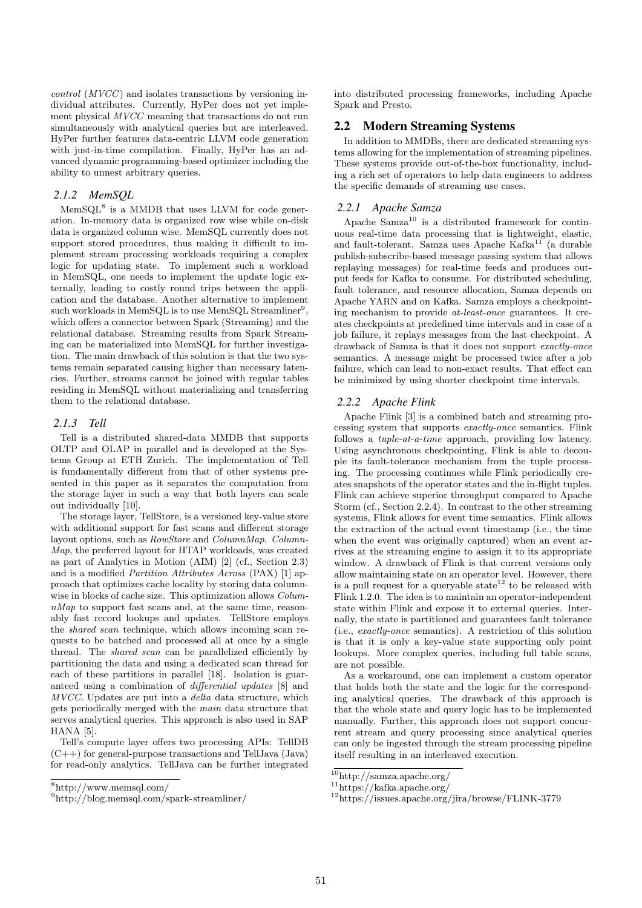*control* (*MVCC*) and isolates transactions by versioning individual attributes. Currently, HyPer does not yet implement physical *MVCC* meaning that transactions do not run simultaneously with analytical queries but are interleaved. HyPer further features data-centric LLVM code generation with just-in-time compilation. Finally, HyPer has an advanced dynamic programming-based optimizer including the ability to unnest arbitrary queries.

### 2.1.2 MemSQL

MemSQL[8] is a MMDB that uses LLVM for code generation. In-memory data is organized row wise while on-disk data is organized column wise. MemSQL currently does not support stored procedures, thus making it difficult to implement stream processing workloads requiring a complex logic for updating state. To implement such a workload in MemSQL, one needs to implement the update logic externally, leading to costly round trips between the application and the database. Another alternative to implement such workloads in MemSQL is to use MemSQL Streamliner[9], which offers a connector between Spark (Streaming) and the relational database. Streaming results from Spark Streaming can be materialized into MemSQL for further investigation. The main drawback of this solution is that the two systems remain separated causing higher than necessary latencies. Further, streams cannot be joined with regular tables residing in MemSQL without materializing and transferring them to the relational database.

### 2.1.3 Tell

Tell is a distributed shared-data MMDB that supports OLTP and OLAP in parallel and is developed at the Systems Group at ETH Zurich. The implementation of Tell is fundamentally different from that of other systems presented in this paper as it separates the computation from the storage layer in such a way that both layers can scale out individually [10].

The storage layer, TellStore, is a versioned key-value store with additional support for fast scans and different storage layout options, such as *RowStore* and *ColumnMap*. *ColumnMap*, the preferred layout for HTAP workloads, was created as part of Analytics in Motion (AIM) [2] (cf., Section 2.3) and is a modified *Partition Attributes Across* (PAX) [1] approach that optimizes cache locality by storing data column-wise in blocks of cache size. This optimization allows *ColumnMap* to support fast scans and, at the same time, reasonably fast record lookups and updates. TellStore employs the *shared scan* technique, which allows incoming scan requests to be batched and processed all at once by a single thread. The *shared scan* can be parallelized efficiently by partitioning the data and using a dedicated scan thread for each of these partitions in parallel [18]. Isolation is guaranteed using a combination of *differential updates* [8] and *MVCC*. Updates are put into a *delta* data structure, which gets periodically merged with the *main* data structure that serves analytical queries. This approach is also used in SAP HANA [5].

Tell's compute layer offers two processing APIs: TellDB (C++) for general-purpose transactions and TellJava (Java) for read-only analytics. TellJava can be further integrated into distributed processing frameworks, including Apache Spark and Presto.

## 2.2 Modern Streaming Systems

In addition to MMDBs, there are dedicated streaming systems allowing for the implementation of streaming pipelines. These systems provide out-of-the-box functionality, including a rich set of operators to help data engineers to address the specific demands of streaming use cases.

### 2.2.1 Apache Samza

Apache Samza[10] is a distributed framework for continuous real-time data processing that is lightweight, elastic, and fault-tolerant. Samza uses Apache Kafka[11] (a durable publish-subscribe-based message passing system that allows replaying messages) for real-time feeds and produces output feeds for Kafka to consume. For distributed scheduling, fault tolerance, and resource allocation, Samza depends on Apache YARN and on Kafka. Samza employs a checkpointing mechanism to provide *at-least-once* guarantees. It creates checkpoints at predefined time intervals and in case of a job failure, it replays messages from the last checkpoint. A drawback of Samza is that it does not support *exactly-once* semantics. A message might be processed twice after a job failure, which can lead to non-exact results. That effect can be minimized by using shorter checkpoint time intervals.

### 2.2.2 Apache Flink

Apache Flink [3] is a combined batch and streaming processing system that supports *exactly-once* semantics. Flink follows a *tuple-at-a-time* approach, providing low latency. Using asynchronous checkpointing, Flink is able to decouple its fault-tolerance mechanism from the tuple processing. The processing continues while Flink periodically creates snapshots of the operator states and the in-flight tuples. Flink can achieve superior throughput compared to Apache Storm (cf., Section 2.2.4). In contrast to the other streaming systems, Flink allows for event time semantics. Flink allows the extraction of the actual event timestamp (i.e., the time when the event was originally captured) when an event arrives at the streaming engine to assign it to its appropriate window. A drawback of Flink is that current versions only allow maintaining state on an operator level. However, there is a pull request for a queryable state[12] to be released with Flink 1.2.0. The idea is to maintain an operator-independent state within Flink and expose it to external queries. Internally, the state is partitioned and guarantees fault tolerance (i.e., *exactly-once* semantics). A restriction of this solution is that it is only a key-value state supporting only point lookups. More complex queries, including full table scans, are not possible.

As a workaround, one can implement a custom operator that holds both the state and the logic for the corresponding analytical queries. The drawback of this approach is that the whole state and query logic has to be implemented manually. Further, this approach does not support concurrent stream and query processing since analytical queries can only be ingested through the stream processing pipeline itself resulting in an interleaved execution.

[8] http://www.memsql.com/

[9] http://blog.memsql.com/spark-streamliner/

[10] http://samza.apache.org/

[11] https://kafka.apache.org/

[12] https://issues.apache.org/jira/browse/FLINK-3779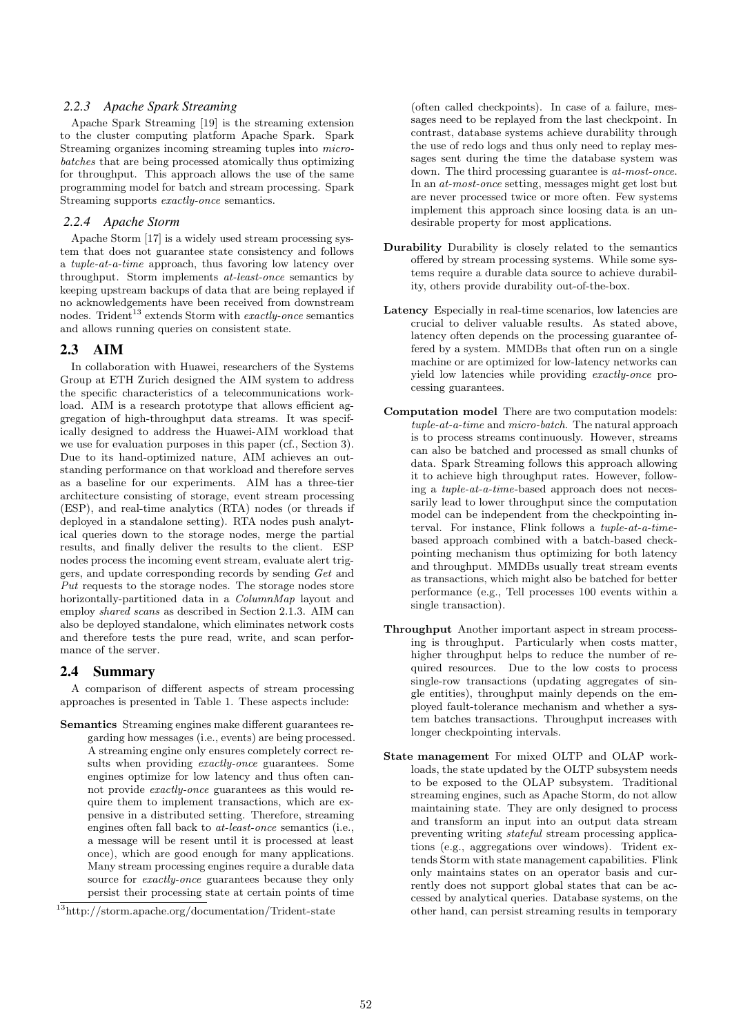### 2.2.3 Apache Spark Streaming

Apache Spark Streaming [19] is the streaming extension to the cluster computing platform Apache Spark. Spark Streaming organizes incoming streaming tuples into *micro-batches* that are being processed atomically thus optimizing for throughput. This approach allows the use of the same programming model for batch and stream processing. Spark Streaming supports *exactly-once* semantics.

### 2.2.4 Apache Storm

Apache Storm [17] is a widely used stream processing system that does not guarantee state consistency and follows a *tuple-at-a-time* approach, thus favoring low latency over throughput. Storm implements *at-least-once* semantics by keeping upstream backups of data that are being replayed if no acknowledgements have been received from downstream nodes. Trident[13] extends Storm with *exactly-once* semantics and allows running queries on consistent state.

## 2.3 AIM

In collaboration with Huawei, researchers of the Systems Group at ETH Zurich designed the AIM system to address the specific characteristics of a telecommunications workload. AIM is a research prototype that allows efficient aggregation of high-throughput data streams. It was specifically designed to address the Huawei-AIM workload that we use for evaluation purposes in this paper (cf., Section 3). Due to its hand-optimized nature, AIM achieves an outstanding performance on that workload and therefore serves as a baseline for our experiments. AIM has a three-tier architecture consisting of storage, event stream processing (ESP), and real-time analytics (RTA) nodes (or threads if deployed in a standalone setting). RTA nodes push analytical queries down to the storage nodes, merge the partial results, and finally deliver the results to the client. ESP nodes process the incoming event stream, evaluate alert triggers, and update corresponding records by sending *Get* and *Put* requests to the storage nodes. The storage nodes store horizontally-partitioned data in a *ColumnMap* layout and employ *shared scans* as described in Section 2.1.3. AIM can also be deployed standalone, which eliminates network costs and therefore tests the pure read, write, and scan performance of the server.

## 2.4 Summary

A comparison of different aspects of stream processing approaches is presented in Table 1. These aspects include:

**Semantics** Streaming engines make different guarantees regarding how messages (i.e., events) are being processed. A streaming engine only ensures completely correct results when providing *exactly-once* guarantees. Some engines optimize for low latency and thus often cannot provide *exactly-once* guarantees as this would require them to implement transactions, which are expensive in a distributed setting. Therefore, streaming engines often fall back to *at-least-once* semantics (i.e., a message will be resent until it is processed at least once), which are good enough for many applications. Many stream processing engines require a durable data source for *exactly-once* guarantees because they only persist their processing state at certain points of time (often called checkpoints). In case of a failure, messages need to be replayed from the last checkpoint. In contrast, database systems achieve durability through the use of redo logs and thus only need to replay messages sent during the time the database system was down. The third processing guarantee is *at-most-once*. In an *at-most-once* setting, messages might get lost but are never processed twice or more often. Few systems implement this approach since loosing data is an undesirable property for most applications.

**Durability** Durability is closely related to the semantics offered by stream processing systems. While some systems require a durable data source to achieve durability, others provide durability out-of-the-box.

**Latency** Especially in real-time scenarios, low latencies are crucial to deliver valuable results. As stated above, latency often depends on the processing guarantee offered by a system. MMDBs that often run on a single machine or are optimized for low-latency networks can yield low latencies while providing *exactly-once* processing guarantees.

**Computation model** There are two computation models: *tuple-at-a-time* and *micro-batch*. The natural approach is to process streams continuously. However, streams can also be batched and processed as small chunks of data. Spark Streaming follows this approach allowing it to achieve high throughput rates. However, following a *tuple-at-a-time*-based approach does not necessarily lead to lower throughput since the computation model can be independent from the checkpointing interval. For instance, Flink follows a *tuple-at-a-time*-based approach combined with a batch-based checkpointing mechanism thus optimizing for both latency and throughput. MMDBs usually treat stream events as transactions, which might also be batched for better performance (e.g., Tell processes 100 events within a single transaction).

**Throughput** Another important aspect in stream processing is throughput. Particularly when costs matter, higher throughput helps to reduce the number of required resources. Due to the low costs to process single-row transactions (updating aggregates of single entities), throughput mainly depends on the employed fault-tolerance mechanism and whether a system batches transactions. Throughput increases with longer checkpointing intervals.

**State management** For mixed OLTP and OLAP workloads, the state updated by the OLTP subsystem needs to be exposed to the OLAP subsystem. Traditional streaming engines, such as Apache Storm, do not allow maintaining state. They are only designed to process and transform an input into an output data stream preventing writing *stateful* stream processing applications (e.g., aggregations over windows). Trident extends Storm with state management capabilities. Flink only maintains states on an operator basis and currently does not support global states that can be accessed by analytical queries. Database systems, on the other hand, can persist streaming results in temporary

[13] http://storm.apache.org/documentation/Trident-state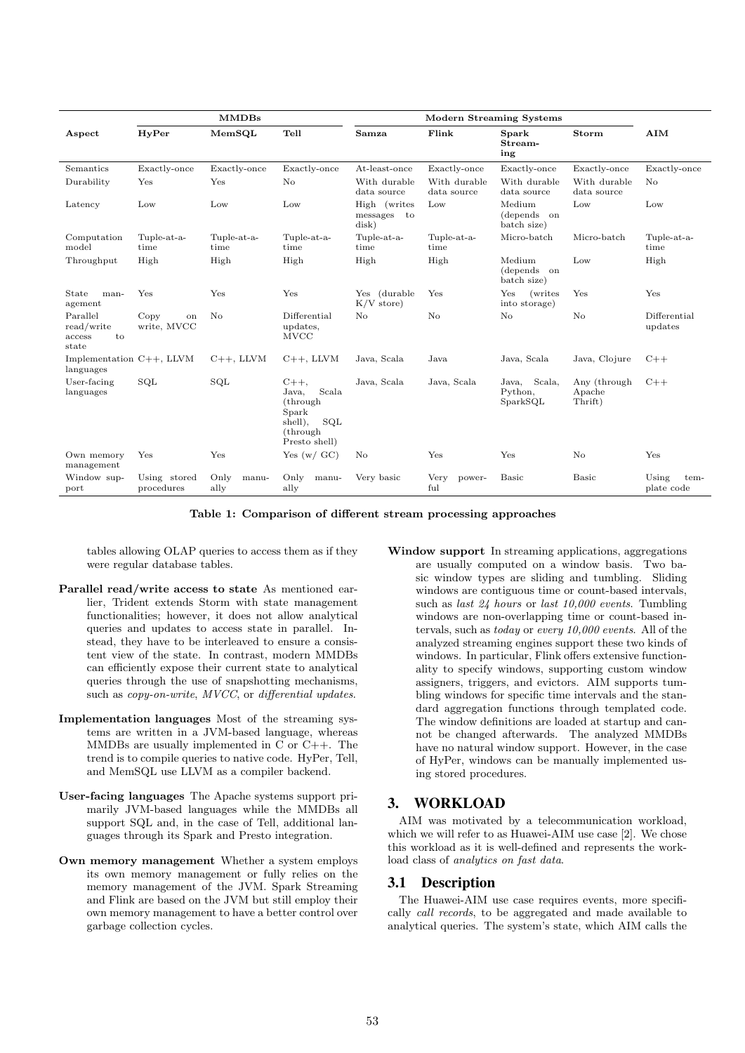| Aspect | MMDBs | | | Modern Streaming Systems | | | | AIM |
|---|---|---|---|---|---|---|---|---|
| | HyPer | MemSQL | Tell | Samza | Flink | Spark Streaming | Storm | |
| Semantics | Exactly-once | Exactly-once | Exactly-once | At-least-once | Exactly-once | Exactly-once | Exactly-once | Exactly-once |
| Durability | Yes | Yes | No | With durable data source | With durable data source | With durable data source | With durable data source | No |
| Latency | Low | Low | Low | High (writes messages to disk) | Low | Medium (depends on batch size) | Low | Low |
| Computation model | Tuple-at-a-time | Tuple-at-a-time | Tuple-at-a-time | Tuple-at-a-time | Tuple-at-a-time | Micro-batch | Micro-batch | Tuple-at-a-time |
| Throughput | High | High | High | High | High | Medium (depends on batch size) | Low | High |
| State management | Yes | Yes | Yes | Yes (durable K/V store) | Yes | Yes (writes into storage) | Yes | Yes |
| Parallel read/write access to state | Copy on write, MVCC | No | Differential updates, MVCC | No | No | No | No | Differential updates |
| Implementation languages | C++, LLVM | C++, LLVM | C++, LLVM | Java, Scala | Java | Java, Scala | Java, Clojure | C++ |
| User-facing languages | SQL | SQL | C++, Java, Scala (through Spark shell), SQL (through Presto shell) | Java, Scala | Java, Scala | Java, Scala, Python, SparkSQL | Any (through Apache Thrift) | C++ |
| Own memory management | Yes | Yes | Yes (w/ GC) | No | Yes | Yes | No | Yes |
| Window support | Using stored procedures | Only manually | Only manually | Very basic | Very powerful | Basic | Basic | Using template code |

**Table 1: Comparison of different stream processing approaches**

tables allowing OLAP queries to access them as if they were regular database tables.

**Parallel read/write access to state** As mentioned earlier, Trident extends Storm with state management functionalities; however, it does not allow analytical queries and updates to access state in parallel. Instead, they have to be interleaved to ensure a consistent view of the state. In contrast, modern MMDBs can efficiently expose their current state to analytical queries through the use of snapshotting mechanisms, such as *copy-on-write*, *MVCC*, or *differential updates*.

**Implementation languages** Most of the streaming systems are written in a JVM-based language, whereas MMDBs are usually implemented in C or C++. The trend is to compile queries to native code. HyPer, Tell, and MemSQL use LLVM as a compiler backend.

**User-facing languages** The Apache systems support primarily JVM-based languages while the MMDBs all support SQL and, in the case of Tell, additional languages through its Spark and Presto integration.

**Own memory management** Whether a system employs its own memory management or fully relies on the memory management of the JVM. Spark Streaming and Flink are based on the JVM but still employ their own memory management to have a better control over garbage collection cycles.

**Window support** In streaming applications, aggregations are usually computed on a window basis. Two basic window types are sliding and tumbling. Sliding windows are contiguous time or count-based intervals, such as *last 24 hours* or *last 10,000 events*. Tumbling windows are non-overlapping time or count-based intervals, such as *today* or *every 10,000 events*. All of the analyzed streaming engines support these two kinds of windows. In particular, Flink offers extensive functionality to specify windows, supporting custom window assigners, triggers, and evictors. AIM supports tumbling windows for specific time intervals and the standard aggregation functions through templated code. The window definitions are loaded at startup and cannot be changed afterwards. The analyzed MMDBs have no natural window support. However, in the case of HyPer, windows can be manually implemented using stored procedures.

# 3. WORKLOAD

AIM was motivated by a telecommunication workload, which we will refer to as Huawei-AIM use case [2]. We chose this workload as it is well-defined and represents the workload class of *analytics on fast data*.

## 3.1 Description

The Huawei-AIM use case requires events, more specifically *call records*, to be aggregated and made available to analytical queries. The system's state, which AIM calls the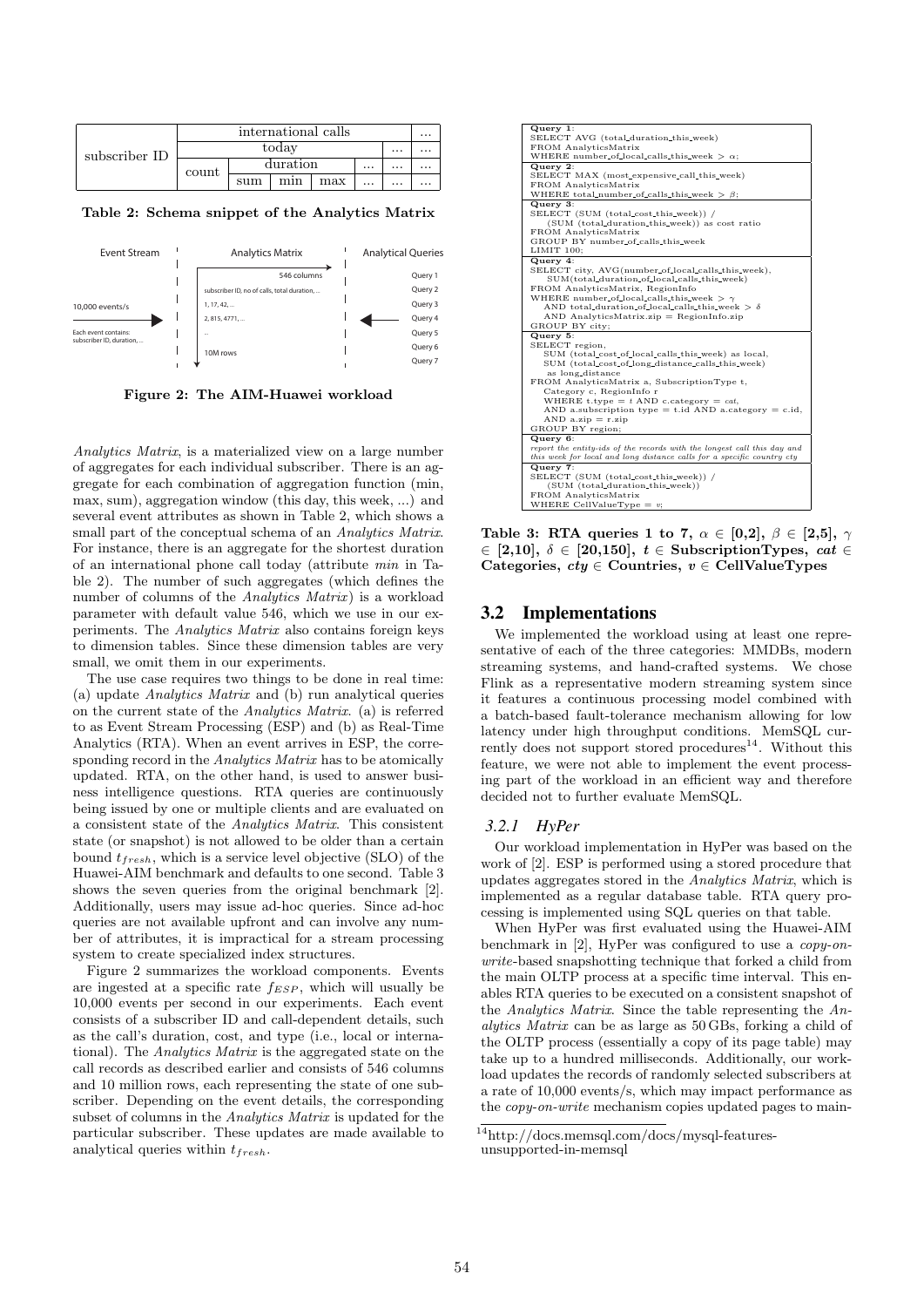| subscriber ID | international calls | | | | | ... |
|---|---|---|---|---|---|---|
| | today | | | | ... | ... |
| | count | duration | | | ... | ... |
| | | sum | min | max | ... | ... |

**Table 2: Schema snippet of the Analytics Matrix**

| Event Stream | Analytics Matrix | Analytical Queries |
|---|---|---|
| 10,000 events/s | 546 columns | Query 1 |
| Each event contains: subscriber ID, duration, ... | subscriber ID, no of calls, total duration, ... | Query 2 |
| | 1, 17, 42, ... | Query 3 |
| | 2, 815, 4771, ... | Query 4 |
| | .. | Query 5 |
| | 10M rows | Query 6 |
| | | Query 7 |

**Figure 2: The AIM-Huawei workload**

*Analytics Matrix*, is a materialized view on a large number of aggregates for each individual subscriber. There is an aggregate for each combination of aggregation function (min, max, sum), aggregation window (this day, this week, ...) and several event attributes as shown in Table 2, which shows a small part of the conceptual schema of an *Analytics Matrix*. For instance, there is an aggregate for the shortest duration of an international phone call today (attribute *min* in Table 2). The number of such aggregates (which defines the number of columns of the *Analytics Matrix*) is a workload parameter with default value 546, which we use in our experiments. The *Analytics Matrix* also contains foreign keys to dimension tables. Since these dimension tables are very small, we omit them in our experiments.

The use case requires two things to be done in real time: (a) update *Analytics Matrix* and (b) run analytical queries on the current state of the *Analytics Matrix*. (a) is referred to as Event Stream Processing (ESP) and (b) as Real-Time Analytics (RTA). When an event arrives in ESP, the corresponding record in the *Analytics Matrix* has to be atomically updated. RTA, on the other hand, is used to answer business intelligence questions. RTA queries are continuously being issued by one or multiple clients and are evaluated on a consistent state of the *Analytics Matrix*. This consistent state (or snapshot) is not allowed to be older than a certain bound $t_{fresh}$, which is a service level objective (SLO) of the Huawei-AIM benchmark and defaults to one second. Table 3 shows the seven queries from the original benchmark [2]. Additionally, users may issue ad-hoc queries. Since ad-hoc queries are not available upfront and can involve any number of attributes, it is impractical for a stream processing system to create specialized index structures.

Figure 2 summarizes the workload components. Events are ingested at a specific rate $f_{ESP}$, which will usually be 10,000 events per second in our experiments. Each event consists of a subscriber ID and call-dependent details, such as the call's duration, cost, and type (i.e., local or international). The *Analytics Matrix* is the aggregated state on the call records as described earlier and consists of 546 columns and 10 million rows, each representing the state of one subscriber. Depending on the event details, the corresponding subset of columns in the *Analytics Matrix* is updated for the particular subscriber. These updates are made available to analytical queries within $t_{fresh}$.

```
Query 1:
SELECT AVG (total_duration_this_week)
FROM AnalyticsMatrix
WHERE number_of_local_calls_this_week > α;

Query 2:
SELECT MAX (most_expensive_call_this_week)
FROM AnalyticsMatrix
WHERE total_number_of_calls_this_week > β;

Query 3:
SELECT (SUM (total_cost_this_week)) /
    (SUM (total_duration_this_week)) as cost ratio
FROM AnalyticsMatrix
GROUP BY number_of_calls_this_week
LIMIT 100;

Query 4:
SELECT city, AVG(number_of_local_calls_this_week),
    SUM(total_duration_of_local_calls_this_week)
FROM AnalyticsMatrix, RegionInfo
WHERE number_of_local_calls_this_week > γ
    AND total_duration_of_local_calls_this_week > δ
    AND AnalyticsMatrix.zip = RegionInfo.zip
GROUP BY city;

Query 5:
SELECT region,
    SUM (total_cost_of_local_calls_this_week) as local,
    SUM (total_cost_of_long_distance_calls_this_week)
     as long_distance
FROM AnalyticsMatrix a, SubscriptionType t,
    Category c, RegionInfo r
    WHERE t.type = t AND c.category = cat,
    AND a.subscription type = t.id AND a.category = c.id,
    AND a.zip = r.zip
GROUP BY region;

Query 6:
report the entity-ids of the records with the longest call this day and
this week for local and long distance calls for a specific country cty

Query 7:
SELECT (SUM (total_cost_this_week)) /
    (SUM (total_duration_this_week))
FROM AnalyticsMatrix
WHERE CellValueType = v;
```

**Table 3: RTA queries 1 to 7, $\alpha \in [0,2]$, $\beta \in [2,5]$, $\gamma \in [2,10]$, $\delta \in [20,150]$, $t \in$ SubscriptionTypes, $cat \in$ Categories, $cty \in$ Countries, $v \in$ CellValueTypes**

## 3.2 Implementations

We implemented the workload using at least one representative of each of the three categories: MMDBs, modern streaming systems, and hand-crafted systems. We chose Flink as a representative modern streaming system since it features a continuous processing model combined with a batch-based fault-tolerance mechanism allowing for low latency under high throughput conditions. MemSQL currently does not support stored procedures[14]. Without this feature, we were not able to implement the event processing part of the workload in an efficient way and therefore decided not to further evaluate MemSQL.

### 3.2.1 HyPer

Our workload implementation in HyPer was based on the work of [2]. ESP is performed using a stored procedure that updates aggregates stored in the *Analytics Matrix*, which is implemented as a regular database table. RTA query processing is implemented using SQL queries on that table.

When HyPer was first evaluated using the Huawei-AIM benchmark in [2], HyPer was configured to use a *copy-on-write*-based snapshotting technique that forked a child from the main OLTP process at a specific time interval. This enables RTA queries to be executed on a consistent snapshot of the *Analytics Matrix*. Since the table representing the *Analytics Matrix* can be as large as 50 GBs, forking a child of the OLTP process (essentially a copy of its page table) may take up to a hundred milliseconds. Additionally, our workload updates the records of randomly selected subscribers at a rate of 10,000 events/s, which may impact performance as the *copy-on-write* mechanism copies updated pages to main-

[14] http://docs.memsql.com/docs/mysql-features-unsupported-in-memsql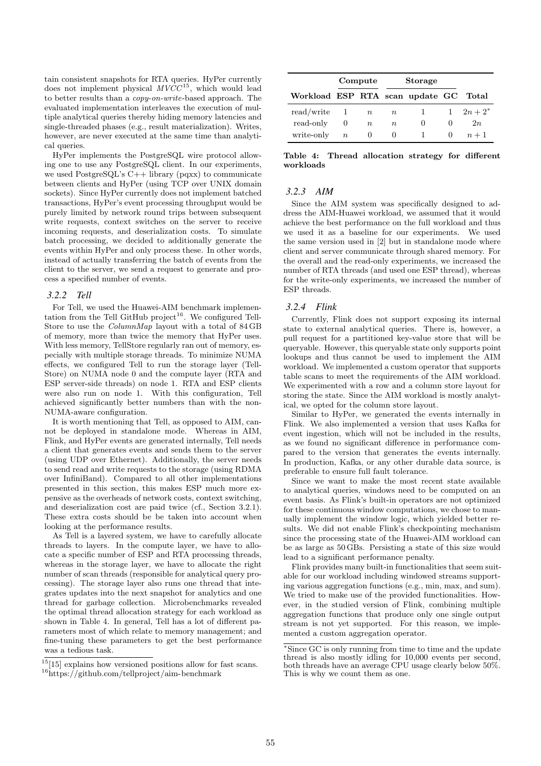tain consistent snapshots for RTA queries. HyPer currently does not implement physical $MVCC$[15], which would lead to better results than a *copy-on-write*-based approach. The evaluated implementation interleaves the execution of multiple analytical queries thereby hiding memory latencies and single-threaded phases (e.g., result materialization). Writes, however, are never executed at the same time than analytical queries.

HyPer implements the PostgreSQL wire protocol allowing one to use any PostgreSQL client. In our experiments, we used PostgreSQL's C++ library (pqxx) to communicate between clients and HyPer (using TCP over UNIX domain sockets). Since HyPer currently does not implement batched transactions, HyPer's event processing throughput would be purely limited by network round trips between subsequent write requests, context switches on the server to receive incoming requests, and deserialization costs. To simulate batch processing, we decided to additionally generate the events within HyPer and only process these. In other words, instead of actually transferring the batch of events from the client to the server, we send a request to generate and process a specified number of events.

### *3.2.2 Tell*

For Tell, we used the Huawei-AIM benchmark implementation from the Tell GitHub project[16]. We configured TellStore to use the *ColumnMap* layout with a total of 84 GB of memory, more than twice the memory that HyPer uses. With less memory, TellStore regularly ran out of memory, especially with multiple storage threads. To minimize NUMA effects, we configured Tell to run the storage layer (TellStore) on NUMA node 0 and the compute layer (RTA and ESP server-side threads) on node 1. RTA and ESP clients were also run on node 1. With this configuration, Tell achieved significantly better numbers than with the non-NUMA-aware configuration.

It is worth mentioning that Tell, as opposed to AIM, cannot be deployed in standalone mode. Whereas in AIM, Flink, and HyPer events are generated internally, Tell needs a client that generates events and sends them to the server (using UDP over Ethernet). Additionally, the server needs to send read and write requests to the storage (using RDMA over InfiniBand). Compared to all other implementations presented in this section, this makes ESP much more expensive as the overheads of network costs, context switching, and deserialization cost are paid twice (cf., Section 3.2.1). These extra costs should be be taken into account when looking at the performance results.

As Tell is a layered system, we have to carefully allocate threads to layers. In the compute layer, we have to allocate a specific number of ESP and RTA processing threads, whereas in the storage layer, we have to allocate the right number of scan threads (responsible for analytical query processing). The storage layer also runs one thread that integrates updates into the next snapshot for analytics and one thread for garbage collection. Microbenchmarks revealed the optimal thread allocation strategy for each workload as shown in Table 4. In general, Tell has a lot of different parameters most of which relate to memory management; and fine-tuning these parameters to get the best performance was a tedious task.

[15] [15] explains how versioned positions allow for fast scans.
[16] https://github.com/tellproject/aim-benchmark

| | Compute | | Storage | | | |
|---|---|---|---|---|---|---|
| **Workload** | **ESP** | **RTA** | **scan** | **update** | **GC** | **Total** |
| read/write | 1 | $n$ | $n$ | 1 | 1 | $2n+2^*$ |
| read-only | 0 | $n$ | $n$ | 0 | 0 | $2n$ |
| write-only | $n$ | 0 | 0 | 1 | 0 | $n+1$ |

**Table 4: Thread allocation strategy for different workloads**

[*] Since GC is only running from time to time and the update thread is also mostly idling for 10,000 events per second, both threads have an average CPU usage clearly below 50%. This is why we count them as one.

### *3.2.3 AIM*

Since the AIM system was specifically designed to address the AIM-Huawei workload, we assumed that it would achieve the best performance on the full workload and thus we used it as a baseline for our experiments. We used the same version used in [2] but in standalone mode where client and server communicate through shared memory. For the overall and the read-only experiments, we increased the number of RTA threads (and used one ESP thread), whereas for the write-only experiments, we increased the number of ESP threads.

### *3.2.4 Flink*

Currently, Flink does not support exposing its internal state to external analytical queries. There is, however, a pull request for a partitioned key-value store that will be queryable. However, this queryable state only supports point lookups and thus cannot be used to implement the AIM workload. We implemented a custom operator that supports table scans to meet the requirements of the AIM workload. We experimented with a row and a column store layout for storing the state. Since the AIM workload is mostly analytical, we opted for the column store layout.

Similar to HyPer, we generated the events internally in Flink. We also implemented a version that uses Kafka for event ingestion, which will not be included in the results, as we found no significant difference in performance compared to the version that generates the events internally. In production, Kafka, or any other durable data source, is preferable to ensure full fault tolerance.

Since we want to make the most recent state available to analytical queries, windows need to be computed on an event basis. As Flink's built-in operators are not optimized for these continuous window computations, we chose to manually implement the window logic, which yielded better results. We did not enable Flink's checkpointing mechanism since the processing state of the Huawei-AIM workload can be as large as 50 GBs. Persisting a state of this size would lead to a significant performance penalty.

Flink provides many built-in functionalities that seem suitable for our workload including windowed streams supporting various aggregation functions (e.g., min, max, and sum). We tried to make use of the provided functionalities. However, in the studied version of Flink, combining multiple aggregation functions that produce only one single output stream is not yet supported. For this reason, we implemented a custom aggregation operator.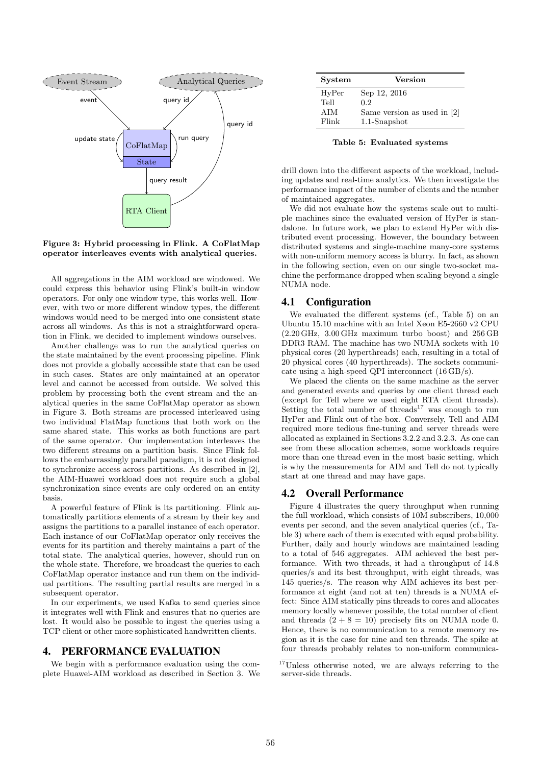Figure 3: Hybrid processing in Flink. A CoFlatMap operator interleaves events with analytical queries.

All aggregations in the AIM workload are windowed. We could express this behavior using Flink's built-in window operators. For only one window type, this works well. However, with two or more different window types, the different windows would need to be merged into one consistent state across all windows. As this is not a straightforward operation in Flink, we decided to implement windows ourselves.

Another challenge was to run the analytical queries on the state maintained by the event processing pipeline. Flink does not provide a globally accessible state that can be used in such cases. States are only maintained at an operator level and cannot be accessed from outside. We solved this problem by processing both the event stream and the analytical queries in the same CoFlatMap operator as shown in Figure 3. Both streams are processed interleaved using two individual FlatMap functions that both work on the same shared state. This works as both functions are part of the same operator. Our implementation interleaves the two different streams on a partition basis. Since Flink follows the embarrassingly parallel paradigm, it is not designed to synchronize access across partitions. As described in [2], the AIM-Huawei workload does not require such a global synchronization since events are only ordered on an entity basis.

A powerful feature of Flink is its partitioning. Flink automatically partitions elements of a stream by their key and assigns the partitions to a parallel instance of each operator. Each instance of our CoFlatMap operator only receives the events for its partition and thereby maintains a part of the total state. The analytical queries, however, should run on the whole state. Therefore, we broadcast the queries to each CoFlatMap operator instance and run them on the individual partitions. The resulting partial results are merged in a subsequent operator.

In our experiments, we used Kafka to send queries since it integrates well with Flink and ensures that no queries are lost. It would also be possible to ingest the queries using a TCP client or other more sophisticated handwritten clients.

# 4. PERFORMANCE EVALUATION

We begin with a performance evaluation using the complete Huawei-AIM workload as described in Section 3. We drill down into the different aspects of the workload, including updates and real-time analytics. We then investigate the performance impact of the number of clients and the number of maintained aggregates.

We did not evaluate how the systems scale out to multiple machines since the evaluated version of HyPer is standalone. In future work, we plan to extend HyPer with distributed event processing. However, the boundary between distributed systems and single-machine many-core systems with non-uniform memory access is blurry. In fact, as shown in the following section, even on our single two-socket machine the performance dropped when scaling beyond a single NUMA node.

| System | Version |
|---|---|
| HyPer | Sep 12, 2016 |
| Tell | 0.2 |
| AIM | Same version as used in [2] |
| Flink | 1.1-Snapshot |

Table 5: Evaluated systems

## 4.1 Configuration

We evaluated the different systems (cf., Table 5) on an Ubuntu 15.10 machine with an Intel Xeon E5-2660 v2 CPU (2.20 GHz, 3.00 GHz maximum turbo boost) and 256 GB DDR3 RAM. The machine has two NUMA sockets with 10 physical cores (20 hyperthreads) each, resulting in a total of 20 physical cores (40 hyperthreads). The sockets communicate using a high-speed QPI interconnect (16 GB/s).

We placed the clients on the same machine as the server and generated events and queries by one client thread each (except for Tell where we used eight RTA client threads). Setting the total number of threads[17] was enough to run HyPer and Flink out-of-the-box. Conversely, Tell and AIM required more tedious fine-tuning and server threads were allocated as explained in Sections 3.2.2 and 3.2.3. As one can see from these allocation schemes, some workloads require more than one thread even in the most basic setting, which is why the measurements for AIM and Tell do not typically start at one thread and may have gaps.

## 4.2 Overall Performance

Figure 4 illustrates the query throughput when running the full workload, which consists of 10M subscribers, 10,000 events per second, and the seven analytical queries (cf., Table 3) where each of them is executed with equal probability. Further, daily and hourly windows are maintained leading to a total of 546 aggregates. AIM achieved the best performance. With two threads, it had a throughput of 14.8 queries/s and its best throughput, with eight threads, was 145 queries/s. The reason why AIM achieves its best performance at eight (and not at ten) threads is a NUMA effect: Since AIM statically pins threads to cores and allocates memory locally whenever possible, the total number of client and threads $(2 + 8 = 10)$ precisely fits on NUMA node 0. Hence, there is no communication to a remote memory region as it is the case for nine and ten threads. The spike at four threads probably relates to non-uniform communica-

[17] Unless otherwise noted, we are always referring to the server-side threads.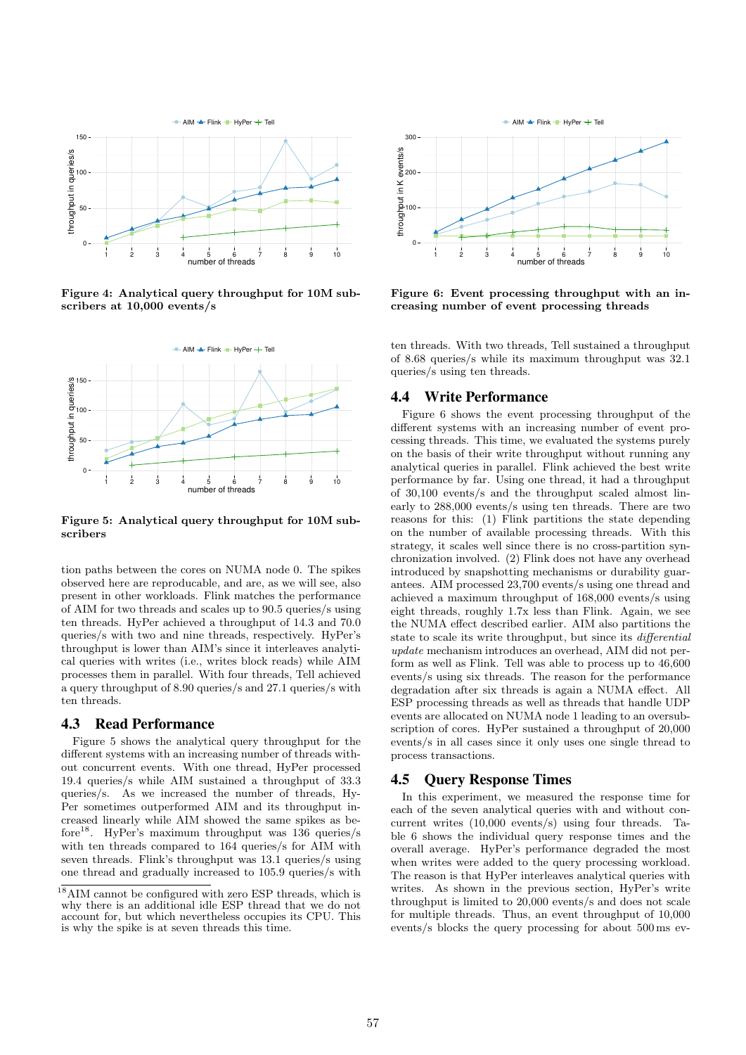Figure 4: **Analytical query throughput for 10M subscribers at 10,000 events/s**

Figure 5: **Analytical query throughput for 10M subscribers**

tion paths between the cores on NUMA node 0. The spikes observed here are reproducable, and are, as we will see, also present in other workloads. Flink matches the performance of AIM for two threads and scales up to 90.5 queries/s using ten threads. HyPer achieved a throughput of 14.3 and 70.0 queries/s with two and nine threads, respectively. HyPer's throughput is lower than AIM's since it interleaves analytical queries with writes (i.e., writes block reads) while AIM processes them in parallel. With four threads, Tell achieved a query throughput of 8.90 queries/s and 27.1 queries/s with ten threads.

## 4.3 Read Performance

Figure 5 shows the analytical query throughput for the different systems with an increasing number of threads without concurrent events. With one thread, HyPer processed 19.4 queries/s while AIM sustained a throughput of 33.3 queries/s. As we increased the number of threads, HyPer sometimes outperformed AIM and its throughput increased linearly while AIM showed the same spikes as before[18]. HyPer's maximum throughput was 136 queries/s with ten threads compared to 164 queries/s for AIM with seven threads. Flink's throughput was 13.1 queries/s using one thread and gradually increased to 105.9 queries/s with ten threads. With two threads, Tell sustained a throughput of 8.68 queries/s while its maximum throughput was 32.1 queries/s using ten threads.

[18] AIM cannot be configured with zero ESP threads, which is why there is an additional idle ESP thread that we do not account for, but which nevertheless occupies its CPU. This is why the spike is at seven threads this time.

Figure 6: **Event processing throughput with an increasing number of event processing threads**

## 4.4 Write Performance

Figure 6 shows the event processing throughput of the different systems with an increasing number of event processing threads. This time, we evaluated the systems purely on the basis of their write throughput without running any analytical queries in parallel. Flink achieved the best write performance by far. Using one thread, it had a throughput of 30,100 events/s and the throughput scaled almost linearly to 288,000 events/s using ten threads. There are two reasons for this: (1) Flink partitions the state depending on the number of available processing threads. With this strategy, it scales well since there is no cross-partition synchronization involved. (2) Flink does not have any overhead introduced by snapshotting mechanisms or durability guarantees. AIM processed 23,700 events/s using one thread and achieved a maximum throughput of 168,000 events/s using eight threads, roughly 1.7x less than Flink. Again, we see the NUMA effect described earlier. AIM also partitions the state to scale its write throughput, but since its *differential update* mechanism introduces an overhead, AIM did not perform as well as Flink. Tell was able to process up to 46,600 events/s using six threads. The reason for the performance degradation after six threads is again a NUMA effect. All ESP processing threads as well as threads that handle UDP events are allocated on NUMA node 1 leading to an oversubscription of cores. HyPer sustained a throughput of 20,000 events/s in all cases since it only uses one single thread to process transactions.

## 4.5 Query Response Times

In this experiment, we measured the response time for each of the seven analytical queries with and without concurrent writes (10,000 events/s) using four threads. Table 6 shows the individual query response times and the overall average. HyPer's performance degraded the most when writes were added to the query processing workload. The reason is that HyPer interleaves analytical queries with writes. As shown in the previous section, HyPer's write throughput is limited to 20,000 events/s and does not scale for multiple threads. Thus, an event throughput of 10,000 events/s blocks the query processing for about 500 ms ev-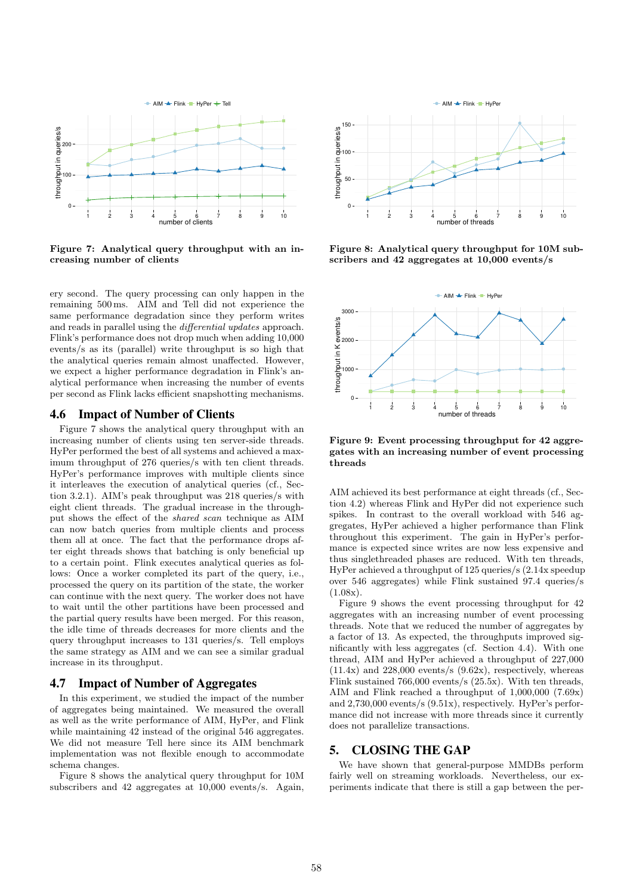**Figure 7: Analytical query throughput with an increasing number of clients**

**Figure 8: Analytical query throughput for 10M subscribers and 42 aggregates at 10,000 events/s**

ery second. The query processing can only happen in the remaining 500 ms. AIM and Tell did not experience the same performance degradation since they perform writes and reads in parallel using the *differential updates* approach. Flink's performance does not drop much when adding 10,000 events/s as its (parallel) write throughput is so high that the analytical queries remain almost unaffected. However, we expect a higher performance degradation in Flink's analytical performance when increasing the number of events per second as Flink lacks efficient snapshotting mechanisms.

## 4.6 Impact of Number of Clients

Figure 7 shows the analytical query throughput with an increasing number of clients using ten server-side threads. HyPer performed the best of all systems and achieved a maximum throughput of 276 queries/s with ten client threads. HyPer's performance improves with multiple clients since it interleaves the execution of analytical queries (cf., Section 3.2.1). AIM's peak throughput was 218 queries/s with eight client threads. The gradual increase in the throughput shows the effect of the *shared scan* technique as AIM can now batch queries from multiple clients and process them all at once. The fact that the performance drops after eight threads shows that batching is only beneficial up to a certain point. Flink executes analytical queries as follows: Once a worker completed its part of the query, i.e., processed the query on its partition of the state, the worker can continue with the next query. The worker does not have to wait until the other partitions have been processed and the partial query results have been merged. For this reason, the idle time of threads decreases for more clients and the query throughput increases to 131 queries/s. Tell employs the same strategy as AIM and we can see a similar gradual increase in its throughput.

## 4.7 Impact of Number of Aggregates

In this experiment, we studied the impact of the number of aggregates being maintained. We measured the overall as well as the write performance of AIM, HyPer, and Flink while maintaining 42 instead of the original 546 aggregates. We did not measure Tell here since its AIM benchmark implementation was not flexible enough to accommodate schema changes.

Figure 8 shows the analytical query throughput for 10M subscribers and 42 aggregates at 10,000 events/s. Again, AIM achieved its best performance at eight threads (cf., Section 4.2) whereas Flink and HyPer did not experience such spikes. In contrast to the overall workload with 546 aggregates, HyPer achieved a higher performance than Flink throughout this experiment. The gain in HyPer's performance is expected since writes are now less expensive and thus singlethreaded phases are reduced. With ten threads, HyPer achieved a throughput of 125 queries/s (2.14x speedup over 546 aggregates) while Flink sustained 97.4 queries/s (1.08x).

**Figure 9: Event processing throughput for 42 aggregates with an increasing number of event processing threads**

Figure 9 shows the event processing throughput for 42 aggregates with an increasing number of event processing threads. Note that we reduced the number of aggregates by a factor of 13. As expected, the throughputs improved significantly with less aggregates (cf. Section 4.4). With one thread, AIM and HyPer achieved a throughput of 227,000 (11.4x) and 228,000 events/s (9.62x), respectively, whereas Flink sustained 766,000 events/s (25.5x). With ten threads, AIM and Flink reached a throughput of 1,000,000 (7.69x) and 2,730,000 events/s (9.51x), respectively. HyPer's performance did not increase with more threads since it currently does not parallelize transactions.

# 5. CLOSING THE GAP

We have shown that general-purpose MMDBs perform fairly well on streaming workloads. Nevertheless, our experiments indicate that there is still a gap between the per-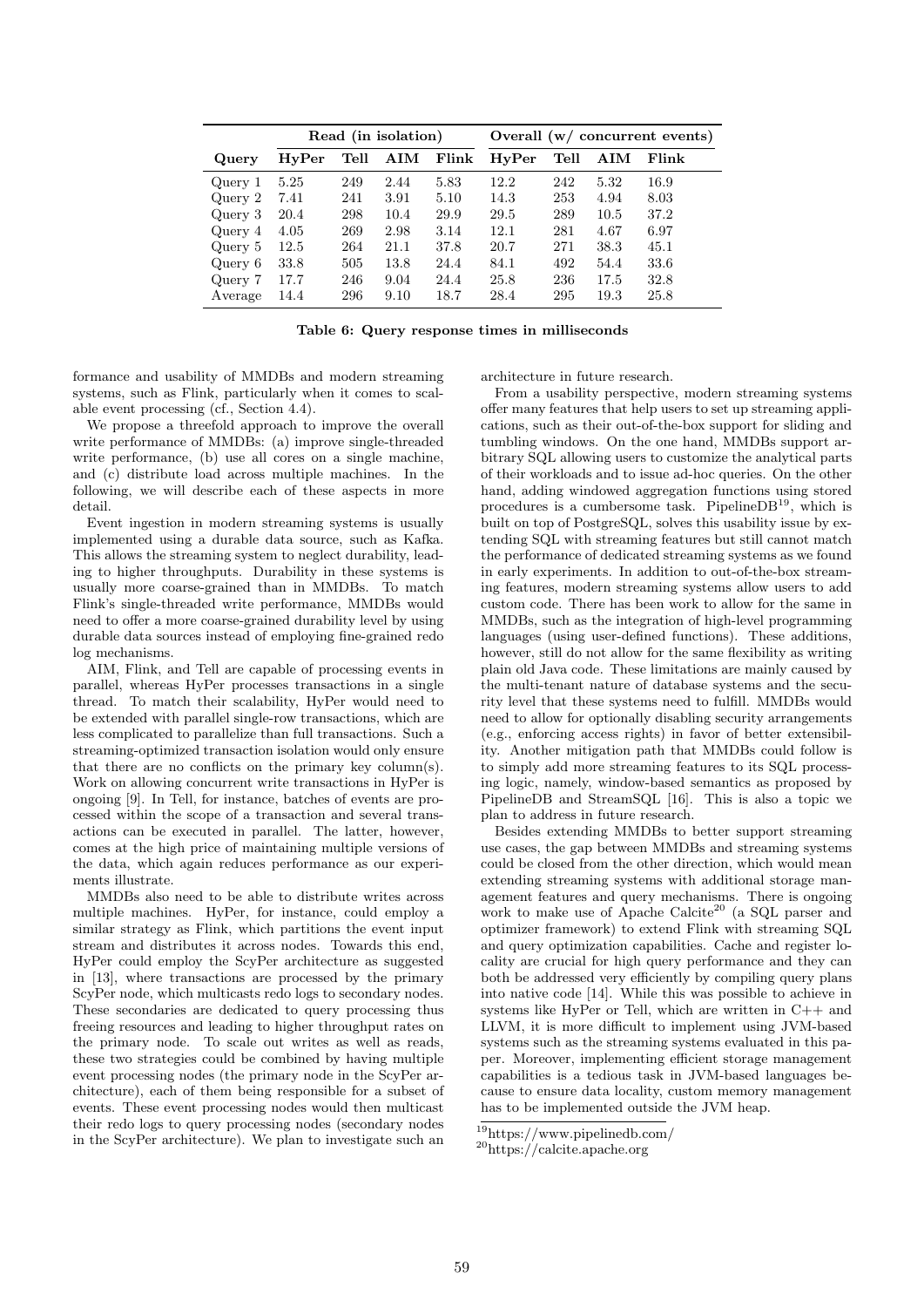| | Read (in isolation) | | | | Overall (w/ concurrent events) | | | |
|---|---|---|---|---|---|---|---|---|
| **Query** | **HyPer** | **Tell** | **AIM** | **Flink** | **HyPer** | **Tell** | **AIM** | **Flink** |
| Query 1 | 5.25 | 249 | 2.44 | 5.83 | 12.2 | 242 | 5.32 | 16.9 |
| Query 2 | 7.41 | 241 | 3.91 | 5.10 | 14.3 | 253 | 4.94 | 8.03 |
| Query 3 | 20.4 | 298 | 10.4 | 29.9 | 29.5 | 289 | 10.5 | 37.2 |
| Query 4 | 4.05 | 269 | 2.98 | 3.14 | 12.1 | 281 | 4.67 | 6.97 |
| Query 5 | 12.5 | 264 | 21.1 | 37.8 | 20.7 | 271 | 38.3 | 45.1 |
| Query 6 | 33.8 | 505 | 13.8 | 24.4 | 84.1 | 492 | 54.4 | 33.6 |
| Query 7 | 17.7 | 246 | 9.04 | 24.4 | 25.8 | 236 | 17.5 | 32.8 |
| Average | 14.4 | 296 | 9.10 | 18.7 | 28.4 | 295 | 19.3 | 25.8 |

**Table 6: Query response times in milliseconds**

formance and usability of MMDBs and modern streaming systems, such as Flink, particularly when it comes to scalable event processing (cf., Section 4.4).

We propose a threefold approach to improve the overall write performance of MMDBs: (a) improve single-threaded write performance, (b) use all cores on a single machine, and (c) distribute load across multiple machines. In the following, we will describe each of these aspects in more detail.

Event ingestion in modern streaming systems is usually implemented using a durable data source, such as Kafka. This allows the streaming system to neglect durability, leading to higher throughputs. Durability in these systems is usually more coarse-grained than in MMDBs. To match Flink's single-threaded write performance, MMDBs would need to offer a more coarse-grained durability level by using durable data sources instead of employing fine-grained redo log mechanisms.

AIM, Flink, and Tell are capable of processing events in parallel, whereas HyPer processes transactions in a single thread. To match their scalability, HyPer would need to be extended with parallel single-row transactions, which are less complicated to parallelize than full transactions. Such a streaming-optimized transaction isolation would only ensure that there are no conflicts on the primary key column(s). Work on allowing concurrent write transactions in HyPer is ongoing [9]. In Tell, for instance, batches of events are processed within the scope of a transaction and several transactions can be executed in parallel. The latter, however, comes at the high price of maintaining multiple versions of the data, which again reduces performance as our experiments illustrate.

MMDBs also need to be able to distribute writes across multiple machines. HyPer, for instance, could employ a similar strategy as Flink, which partitions the event input stream and distributes it across nodes. Towards this end, HyPer could employ the ScyPer architecture as suggested in [13], where transactions are processed by the primary ScyPer node, which multicasts redo logs to secondary nodes. These secondaries are dedicated to query processing thus freeing resources and leading to higher throughput rates on the primary node. To scale out writes as well as reads, these two strategies could be combined by having multiple event processing nodes (the primary node in the ScyPer architecture), each of them being responsible for a subset of events. These event processing nodes would then multicast their redo logs to query processing nodes (secondary nodes in the ScyPer architecture). We plan to investigate such an architecture in future research.

From a usability perspective, modern streaming systems offer many features that help users to set up streaming applications, such as their out-of-the-box support for sliding and tumbling windows. On the one hand, MMDBs support arbitrary SQL allowing users to customize the analytical parts of their workloads and to issue ad-hoc queries. On the other hand, adding windowed aggregation functions using stored procedures is a cumbersome task. PipelineDB[19], which is built on top of PostgreSQL, solves this usability issue by extending SQL with streaming features but still cannot match the performance of dedicated streaming systems as we found in early experiments. In addition to out-of-the-box streaming features, modern streaming systems allow users to add custom code. There has been work to allow for the same in MMDBs, such as the integration of high-level programming languages (using user-defined functions). These additions, however, still do not allow for the same flexibility as writing plain old Java code. These limitations are mainly caused by the multi-tenant nature of database systems and the security level that these systems need to fulfill. MMDBs would need to allow for optionally disabling security arrangements (e.g., enforcing access rights) in favor of better extensibility. Another mitigation path that MMDBs could follow is to simply add more streaming features to its SQL processing logic, namely, window-based semantics as proposed by PipelineDB and StreamSQL [16]. This is also a topic we plan to address in future research.

Besides extending MMDBs to better support streaming use cases, the gap between MMDBs and streaming systems could be closed from the other direction, which would mean extending streaming systems with additional storage management features and query mechanisms. There is ongoing work to make use of Apache Calcite[20] (a SQL parser and optimizer framework) to extend Flink with streaming SQL and query optimization capabilities. Cache and register locality are crucial for high query performance and they can both be addressed very efficiently by compiling query plans into native code [14]. While this was possible to achieve in systems like HyPer or Tell, which are written in C++ and LLVM, it is more difficult to implement using JVM-based systems such as the streaming systems evaluated in this paper. Moreover, implementing efficient storage management capabilities is a tedious task in JVM-based languages because to ensure data locality, custom memory management has to be implemented outside the JVM heap.

[19] https://www.pipelinedb.com/

[20] https://calcite.apache.org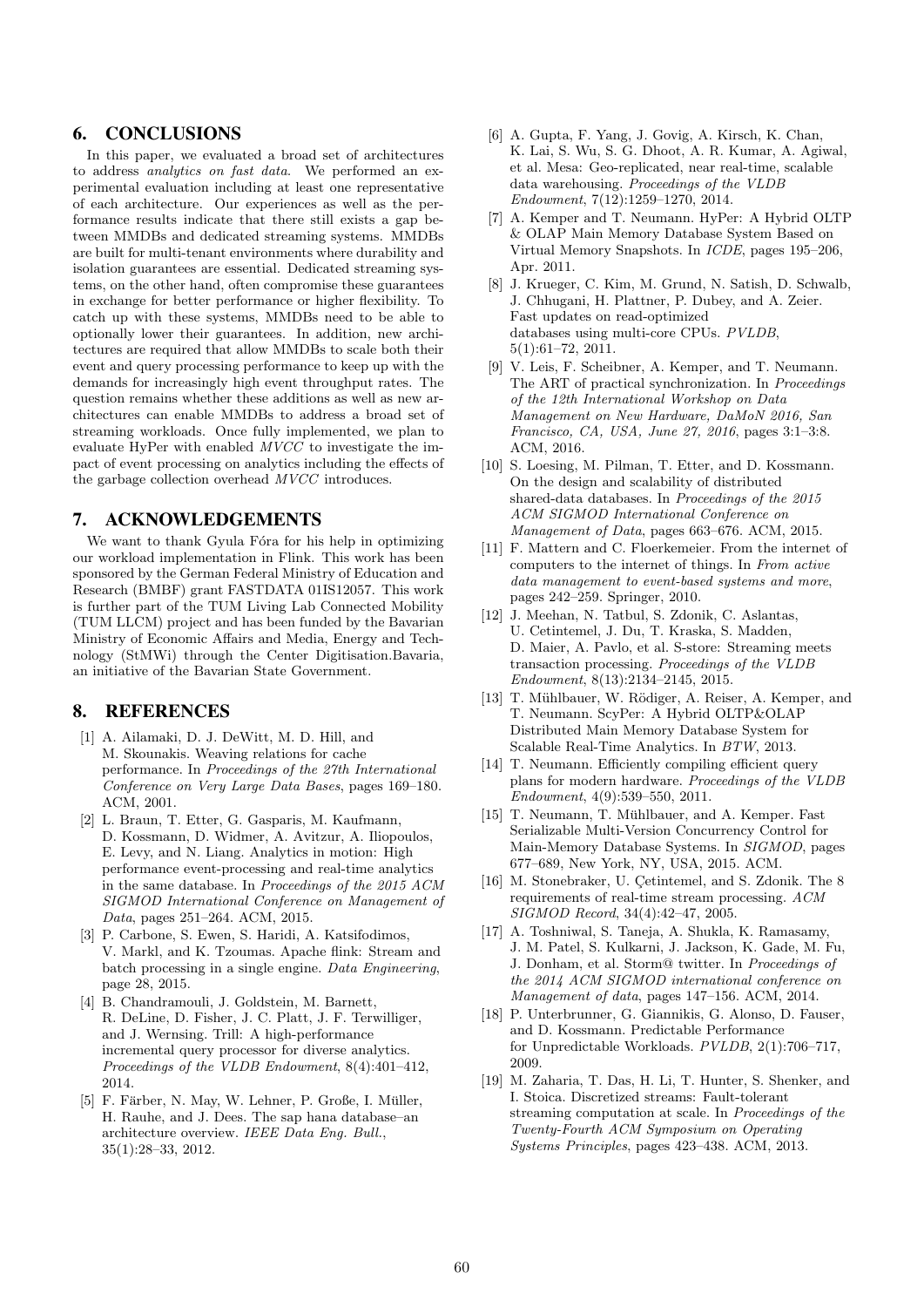## 6. CONCLUSIONS

In this paper, we evaluated a broad set of architectures to address *analytics on fast data*. We performed an experimental evaluation including at least one representative of each architecture. Our experiences as well as the performance results indicate that there still exists a gap between MMDBs and dedicated streaming systems. MMDBs are built for multi-tenant environments where durability and isolation guarantees are essential. Dedicated streaming systems, on the other hand, often compromise these guarantees in exchange for better performance or higher flexibility. To catch up with these systems, MMDBs need to be able to optionally lower their guarantees. In addition, new architectures are required that allow MMDBs to scale both their event and query processing performance to keep up with the demands for increasingly high event throughput rates. The question remains whether these additions as well as new architectures can enable MMDBs to address a broad set of streaming workloads. Once fully implemented, we plan to evaluate HyPer with enabled *MVCC* to investigate the impact of event processing on analytics including the effects of the garbage collection overhead *MVCC* introduces.

## 7. ACKNOWLEDGEMENTS

We want to thank Gyula Fóra for his help in optimizing our workload implementation in Flink. This work has been sponsored by the German Federal Ministry of Education and Research (BMBF) grant FASTDATA 01IS12057. This work is further part of the TUM Living Lab Connected Mobility (TUM LLCM) project and has been funded by the Bavarian Ministry of Economic Affairs and Media, Energy and Technology (StMWi) through the Center Digitisation.Bavaria, an initiative of the Bavarian State Government.

## 8. REFERENCES

[1] A. Ailamaki, D. J. DeWitt, M. D. Hill, and M. Skounakis. Weaving relations for cache performance. In *Proceedings of the 27th International Conference on Very Large Data Bases*, pages 169–180. ACM, 2001.

[2] L. Braun, T. Etter, G. Gasparis, M. Kaufmann, D. Kossmann, D. Widmer, A. Avitzur, A. Iliopoulos, E. Levy, and N. Liang. Analytics in motion: High performance event-processing and real-time analytics in the same database. In *Proceedings of the 2015 ACM SIGMOD International Conference on Management of Data*, pages 251–264. ACM, 2015.

[3] P. Carbone, S. Ewen, S. Haridi, A. Katsifodimos, V. Markl, and K. Tzoumas. Apache flink: Stream and batch processing in a single engine. *Data Engineering*, page 28, 2015.

[4] B. Chandramouli, J. Goldstein, M. Barnett, R. DeLine, D. Fisher, J. C. Platt, J. F. Terwilliger, and J. Wernsing. Trill: A high-performance incremental query processor for diverse analytics. *Proceedings of the VLDB Endowment*, 8(4):401–412, 2014.

[5] F. Färber, N. May, W. Lehner, P. Große, I. Müller, H. Rauhe, and J. Dees. The sap hana database–an architecture overview. *IEEE Data Eng. Bull.*, 35(1):28–33, 2012.

[6] A. Gupta, F. Yang, J. Govig, A. Kirsch, K. Chan, K. Lai, S. Wu, S. G. Dhoot, A. R. Kumar, A. Agiwal, et al. Mesa: Geo-replicated, near real-time, scalable data warehousing. *Proceedings of the VLDB Endowment*, 7(12):1259–1270, 2014.

[7] A. Kemper and T. Neumann. HyPer: A Hybrid OLTP & OLAP Main Memory Database System Based on Virtual Memory Snapshots. In *ICDE*, pages 195–206, Apr. 2011.

[8] J. Krueger, C. Kim, M. Grund, N. Satish, D. Schwalb, J. Chhugani, H. Plattner, P. Dubey, and A. Zeier. Fast updates on read-optimized databases using multi-core CPUs. *PVLDB*, 5(1):61–72, 2011.

[9] V. Leis, F. Scheibner, A. Kemper, and T. Neumann. The ART of practical synchronization. In *Proceedings of the 12th International Workshop on Data Management on New Hardware, DaMoN 2016, San Francisco, CA, USA, June 27, 2016*, pages 3:1–3:8. ACM, 2016.

[10] S. Loesing, M. Pilman, T. Etter, and D. Kossmann. On the design and scalability of distributed shared-data databases. In *Proceedings of the 2015 ACM SIGMOD International Conference on Management of Data*, pages 663–676. ACM, 2015.

[11] F. Mattern and C. Floerkemeier. From the internet of computers to the internet of things. In *From active data management to event-based systems and more*, pages 242–259. Springer, 2010.

[12] J. Meehan, N. Tatbul, S. Zdonik, C. Aslantas, U. Cetintemel, J. Du, T. Kraska, S. Madden, D. Maier, A. Pavlo, et al. S-store: Streaming meets transaction processing. *Proceedings of the VLDB Endowment*, 8(13):2134–2145, 2015.

[13] T. Mühlbauer, W. Rödiger, A. Reiser, A. Kemper, and T. Neumann. ScyPer: A Hybrid OLTP&OLAP Distributed Main Memory Database System for Scalable Real-Time Analytics. In *BTW*, 2013.

[14] T. Neumann. Efficiently compiling efficient query plans for modern hardware. *Proceedings of the VLDB Endowment*, 4(9):539–550, 2011.

[15] T. Neumann, T. Mühlbauer, and A. Kemper. Fast Serializable Multi-Version Concurrency Control for Main-Memory Database Systems. In *SIGMOD*, pages 677–689, New York, NY, USA, 2015. ACM.

[16] M. Stonebraker, U. Çetintemel, and S. Zdonik. The 8 requirements of real-time stream processing. *ACM SIGMOD Record*, 34(4):42–47, 2005.

[17] A. Toshniwal, S. Taneja, A. Shukla, K. Ramasamy, J. M. Patel, S. Kulkarni, J. Jackson, K. Gade, M. Fu, J. Donham, et al. Storm@ twitter. In *Proceedings of the 2014 ACM SIGMOD international conference on Management of data*, pages 147–156. ACM, 2014.

[18] P. Unterbrunner, G. Giannikis, G. Alonso, D. Fauser, and D. Kossmann. Predictable Performance for Unpredictable Workloads. *PVLDB*, 2(1):706–717, 2009.

[19] M. Zaharia, T. Das, H. Li, T. Hunter, S. Shenker, and I. Stoica. Discretized streams: Fault-tolerant streaming computation at scale. In *Proceedings of the Twenty-Fourth ACM Symposium on Operating Systems Principles*, pages 423–438. ACM, 2013.